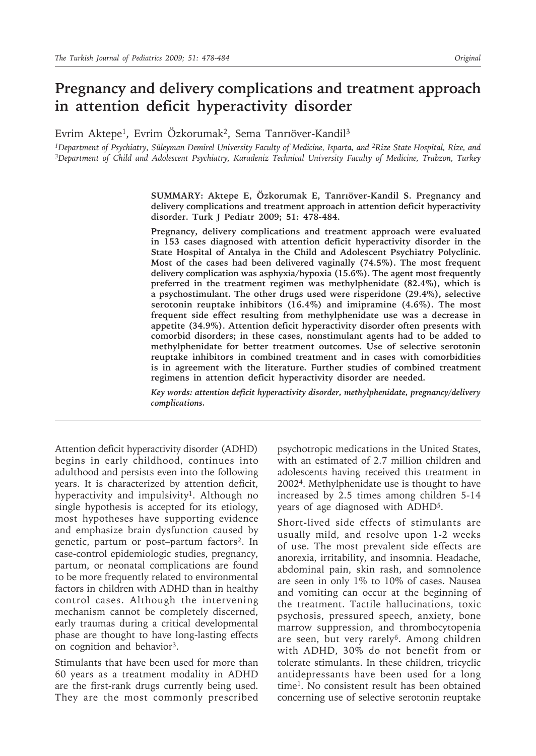# Pregnancy and delivery complications and treatment approach in attention deficit hyperactivity disorder

Evrim Aktepe[1], Evrim Özkorumak[2], Sema Tanrıöver-Kandil[3]

[1]Department of Psychiatry, Süleyman Demirel University Faculty of Medicine, Isparta, and [2]Rize State Hospital, Rize, and [3]Department of Child and Adolescent Psychiatry, Karadeniz Technical University Faculty of Medicine, Trabzon, Turkey

**SUMMARY: Aktepe E, Özkorumak E, Tanrıöver-Kandil S. Pregnancy and delivery complications and treatment approach in attention deficit hyperactivity disorder. Turk J Pediatr 2009; 51: 478-484.**

**Pregnancy, delivery complications and treatment approach were evaluated in 153 cases diagnosed with attention deficit hyperactivity disorder in the State Hospital of Antalya in the Child and Adolescent Psychiatry Polyclinic. Most of the cases had been delivered vaginally (74.5%). The most frequent delivery complication was asphyxia/hypoxia (15.6%). The agent most frequently preferred in the treatment regimen was methylphenidate (82.4%), which is a psychostimulant. The other drugs used were risperidone (29.4%), selective serotonin reuptake inhibitors (16.4%) and imipramine (4.6%). The most frequent side effect resulting from methylphenidate use was a decrease in appetite (34.9%). Attention deficit hyperactivity disorder often presents with comorbid disorders; in these cases, nonstimulant agents had to be added to methylphenidate for better treatment outcomes. Use of selective serotonin reuptake inhibitors in combined treatment and in cases with comorbidities is in agreement with the literature. Further studies of combined treatment regimens in attention deficit hyperactivity disorder are needed.**

***Key words:** attention deficit hyperactivity disorder, methylphenidate, pregnancy/delivery complications.*

Attention deficit hyperactivity disorder (ADHD) begins in early childhood, continues into adulthood and persists even into the following years. It is characterized by attention deficit, hyperactivity and impulsivity[1]. Although no single hypothesis is accepted for its etiology, most hypotheses have supporting evidence and emphasize brain dysfunction caused by genetic, partum or post–partum factors[2]. In case-control epidemiologic studies, pregnancy, partum, or neonatal complications are found to be more frequently related to environmental factors in children with ADHD than in healthy control cases. Although the intervening mechanism cannot be completely discerned, early traumas during a critical developmental phase are thought to have long-lasting effects on cognition and behavior[3].

Stimulants that have been used for more than 60 years as a treatment modality in ADHD are the first-rank drugs currently being used. They are the most commonly prescribed psychotropic medications in the United States, with an estimated of 2.7 million children and adolescents having received this treatment in 2002[4]. Methylphenidate use is thought to have increased by 2.5 times among children 5-14 years of age diagnosed with ADHD[5].

Short-lived side effects of stimulants are usually mild, and resolve upon 1-2 weeks of use. The most prevalent side effects are anorexia, irritability, and insomnia. Headache, abdominal pain, skin rash, and somnolence are seen in only 1% to 10% of cases. Nausea and vomiting can occur at the beginning of the treatment. Tactile hallucinations, toxic psychosis, pressured speech, anxiety, bone marrow suppression, and thrombocytopenia are seen, but very rarely[6]. Among children with ADHD, 30% do not benefit from or tolerate stimulants. In these children, tricyclic antidepressants have been used for a long time[1]. No consistent result has been obtained concerning use of selective serotonin reuptake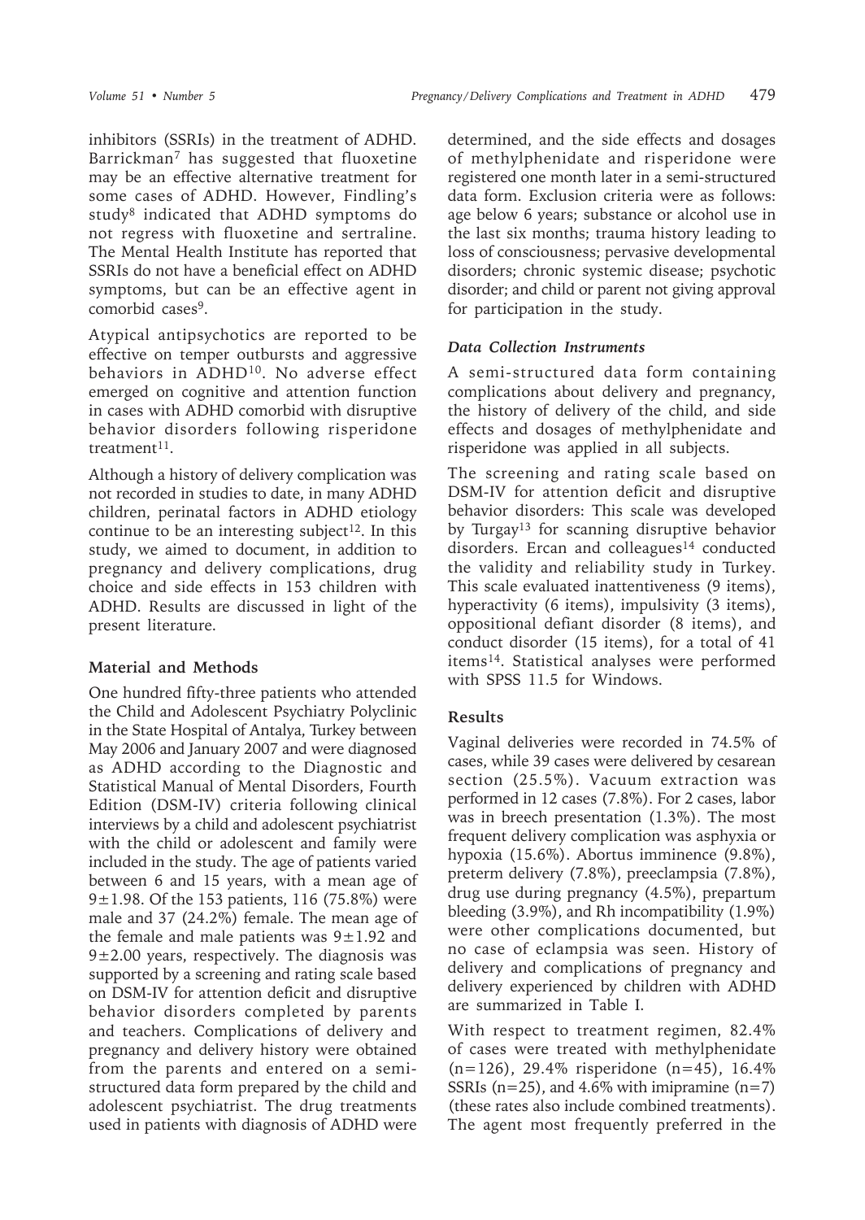inhibitors (SSRIs) in the treatment of ADHD. Barrickman[7] has suggested that fluoxetine may be an effective alternative treatment for some cases of ADHD. However, Findling's study[8] indicated that ADHD symptoms do not regress with fluoxetine and sertraline. The Mental Health Institute has reported that SSRIs do not have a beneficial effect on ADHD symptoms, but can be an effective agent in comorbid cases[9].

Atypical antipsychotics are reported to be effective on temper outbursts and aggressive behaviors in ADHD[10]. No adverse effect emerged on cognitive and attention function in cases with ADHD comorbid with disruptive behavior disorders following risperidone treatment[11].

Although a history of delivery complication was not recorded in studies to date, in many ADHD children, perinatal factors in ADHD etiology continue to be an interesting subject[12]. In this study, we aimed to document, in addition to pregnancy and delivery complications, drug choice and side effects in 153 children with ADHD. Results are discussed in light of the present literature.

## Material and Methods

One hundred fifty-three patients who attended the Child and Adolescent Psychiatry Polyclinic in the State Hospital of Antalya, Turkey between May 2006 and January 2007 and were diagnosed as ADHD according to the Diagnostic and Statistical Manual of Mental Disorders, Fourth Edition (DSM-IV) criteria following clinical interviews by a child and adolescent psychiatrist with the child or adolescent and family were included in the study. The age of patients varied between 6 and 15 years, with a mean age of $9\pm1.98$. Of the 153 patients, 116 (75.8%) were male and 37 (24.2%) female. The mean age of the female and male patients was $9\pm1.92$ and $9\pm2.00$ years, respectively. The diagnosis was supported by a screening and rating scale based on DSM-IV for attention deficit and disruptive behavior disorders completed by parents and teachers. Complications of delivery and pregnancy and delivery history were obtained from the parents and entered on a semi-structured data form prepared by the child and adolescent psychiatrist. The drug treatments used in patients with diagnosis of ADHD were determined, and the side effects and dosages of methylphenidate and risperidone were registered one month later in a semi-structured data form. Exclusion criteria were as follows: age below 6 years; substance or alcohol use in the last six months; trauma history leading to loss of consciousness; pervasive developmental disorders; chronic systemic disease; psychotic disorder; and child or parent not giving approval for participation in the study.

### *Data Collection Instruments*

A semi-structured data form containing complications about delivery and pregnancy, the history of delivery of the child, and side effects and dosages of methylphenidate and risperidone was applied in all subjects.

The screening and rating scale based on DSM-IV for attention deficit and disruptive behavior disorders: This scale was developed by Turgay[13] for scanning disruptive behavior disorders. Ercan and colleagues[14] conducted the validity and reliability study in Turkey. This scale evaluated inattentiveness (9 items), hyperactivity (6 items), impulsivity (3 items), oppositional defiant disorder (8 items), and conduct disorder (15 items), for a total of 41 items[14]. Statistical analyses were performed with SPSS 11.5 for Windows.

## Results

Vaginal deliveries were recorded in 74.5% of cases, while 39 cases were delivered by cesarean section (25.5%). Vacuum extraction was performed in 12 cases (7.8%). For 2 cases, labor was in breech presentation (1.3%). The most frequent delivery complication was asphyxia or hypoxia (15.6%). Abortus imminence (9.8%), preterm delivery (7.8%), preeclampsia (7.8%), drug use during pregnancy (4.5%), prepartum bleeding (3.9%), and Rh incompatibility (1.9%) were other complications documented, but no case of eclampsia was seen. History of delivery and complications of pregnancy and delivery experienced by children with ADHD are summarized in Table I.

With respect to treatment regimen, 82.4% of cases were treated with methylphenidate (n=126), 29.4% risperidone (n=45), 16.4% SSRIs (n=25), and 4.6% with imipramine (n=7) (these rates also include combined treatments). The agent most frequently preferred in the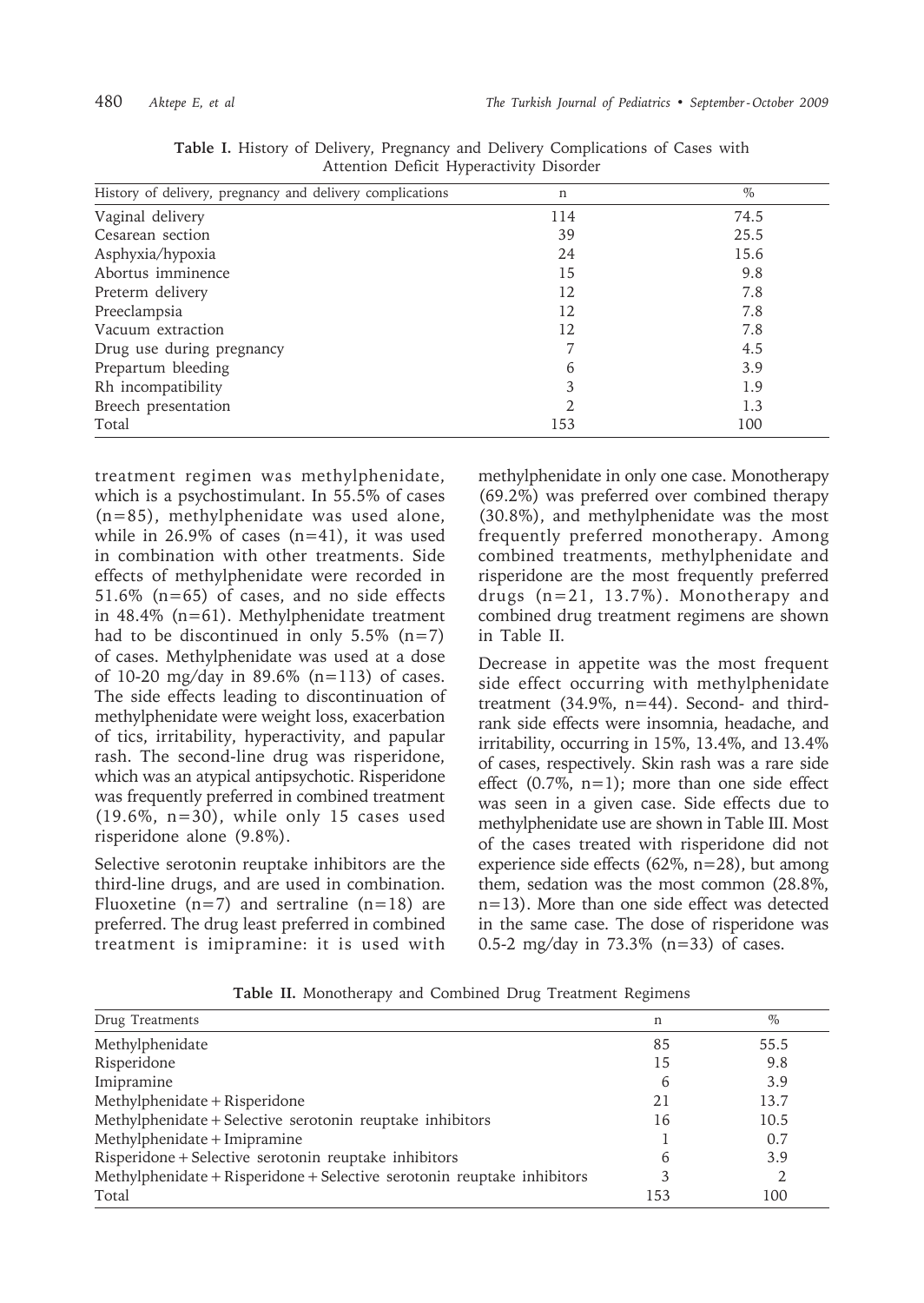**Table I.** History of Delivery, Pregnancy and Delivery Complications of Cases with Attention Deficit Hyperactivity Disorder

| History of delivery, pregnancy and delivery complications | n | % |
|---|---|---|
| Vaginal delivery | 114 | 74.5 |
| Cesarean section | 39 | 25.5 |
| Asphyxia/hypoxia | 24 | 15.6 |
| Abortus imminence | 15 | 9.8 |
| Preterm delivery | 12 | 7.8 |
| Preeclampsia | 12 | 7.8 |
| Vacuum extraction | 12 | 7.8 |
| Drug use during pregnancy | 7 | 4.5 |
| Prepartum bleeding | 6 | 3.9 |
| Rh incompatibility | 3 | 1.9 |
| Breech presentation | 2 | 1.3 |
| Total | 153 | 100 |

treatment regimen was methylphenidate, which is a psychostimulant. In 55.5% of cases (n=85), methylphenidate was used alone, while in 26.9% of cases (n=41), it was used in combination with other treatments. Side effects of methylphenidate were recorded in 51.6% (n=65) of cases, and no side effects in 48.4% (n=61). Methylphenidate treatment had to be discontinued in only 5.5% (n=7) of cases. Methylphenidate was used at a dose of 10-20 mg/day in 89.6% (n=113) of cases. The side effects leading to discontinuation of methylphenidate were weight loss, exacerbation of tics, irritability, hyperactivity, and papular rash. The second-line drug was risperidone, which was an atypical antipsychotic. Risperidone was frequently preferred in combined treatment (19.6%, n=30), while only 15 cases used risperidone alone (9.8%).

Selective serotonin reuptake inhibitors are the third-line drugs, and are used in combination. Fluoxetine (n=7) and sertraline (n=18) are preferred. The drug least preferred in combined treatment is imipramine: it is used with methylphenidate in only one case. Monotherapy (69.2%) was preferred over combined therapy (30.8%), and methylphenidate was the most frequently preferred monotherapy. Among combined treatments, methylphenidate and risperidone are the most frequently preferred drugs (n=21, 13.7%). Monotherapy and combined drug treatment regimens are shown in Table II.

Decrease in appetite was the most frequent side effect occurring with methylphenidate treatment (34.9%, n=44). Second- and third-rank side effects were insomnia, headache, and irritability, occurring in 15%, 13.4%, and 13.4% of cases, respectively. Skin rash was a rare side effect (0.7%, n=1); more than one side effect was seen in a given case. Side effects due to methylphenidate use are shown in Table III. Most of the cases treated with risperidone did not experience side effects (62%, n=28), but among them, sedation was the most common (28.8%, n=13). More than one side effect was detected in the same case. The dose of risperidone was 0.5-2 mg/day in 73.3% (n=33) of cases.

**Table II.** Monotherapy and Combined Drug Treatment Regimens

| Drug Treatments | n | % |
|---|---|---|
| Methylphenidate | 85 | 55.5 |
| Risperidone | 15 | 9.8 |
| Imipramine | 6 | 3.9 |
| Methylphenidate + Risperidone | 21 | 13.7 |
| Methylphenidate + Selective serotonin reuptake inhibitors | 16 | 10.5 |
| Methylphenidate + Imipramine | 1 | 0.7 |
| Risperidone + Selective serotonin reuptake inhibitors | 6 | 3.9 |
| Methylphenidate + Risperidone + Selective serotonin reuptake inhibitors | 3 | 2 |
| Total | 153 | 100 |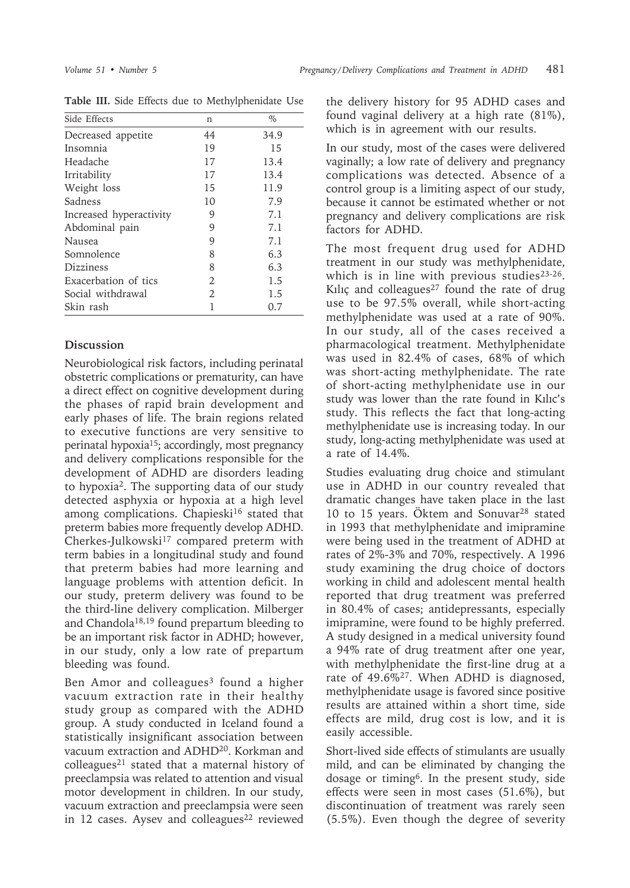**Table III.** Side Effects due to Methylphenidate Use

| Side Effects | n | % |
|---|---|---|
| Decreased appetite | 44 | 34.9 |
| Insomnia | 19 | 15 |
| Headache | 17 | 13.4 |
| Irritability | 17 | 13.4 |
| Weight loss | 15 | 11.9 |
| Sadness | 10 | 7.9 |
| Increased hyperactivity | 9 | 7.1 |
| Abdominal pain | 9 | 7.1 |
| Nausea | 9 | 7.1 |
| Somnolence | 8 | 6.3 |
| Dizziness | 8 | 6.3 |
| Exacerbation of tics | 2 | 1.5 |
| Social withdrawal | 2 | 1.5 |
| Skin rash | 1 | 0.7 |

## Discussion

Neurobiological risk factors, including perinatal obstetric complications or prematurity, can have a direct effect on cognitive development during the phases of rapid brain development and early phases of life. The brain regions related to executive functions are very sensitive to perinatal hypoxia[15]; accordingly, most pregnancy and delivery complications responsible for the development of ADHD are disorders leading to hypoxia[2]. The supporting data of our study detected asphyxia or hypoxia at a high level among complications. Chapieski[16] stated that preterm babies more frequently develop ADHD. Cherkes-Julkowski[17] compared preterm with term babies in a longitudinal study and found that preterm babies had more learning and language problems with attention deficit. In our study, preterm delivery was found to be the third-line delivery complication. Milberger and Chandola[18,19] found prepartum bleeding to be an important risk factor in ADHD; however, in our study, only a low rate of prepartum bleeding was found.

Ben Amor and colleagues[3] found a higher vacuum extraction rate in their healthy study group as compared with the ADHD group. A study conducted in Iceland found a statistically insignificant association between vacuum extraction and ADHD[20]. Korkman and colleagues[21] stated that a maternal history of preeclampsia was related to attention and visual motor development in children. In our study, vacuum extraction and preeclampsia were seen in 12 cases. Aysev and colleagues[22] reviewed the delivery history for 95 ADHD cases and found vaginal delivery at a high rate (81%), which is in agreement with our results.

In our study, most of the cases were delivered vaginally; a low rate of delivery and pregnancy complications was detected. Absence of a control group is a limiting aspect of our study, because it cannot be estimated whether or not pregnancy and delivery complications are risk factors for ADHD.

The most frequent drug used for ADHD treatment in our study was methylphenidate, which is in line with previous studies[23-26]. Kılıç and colleagues[27] found the rate of drug use to be 97.5% overall, while short-acting methylphenidate was used at a rate of 90%. In our study, all of the cases received a pharmacological treatment. Methylphenidate was used in 82.4% of cases, 68% of which was short-acting methylphenidate. The rate of short-acting methylphenidate use in our study was lower than the rate found in Kılıc's study. This reflects the fact that long-acting methylphenidate use is increasing today. In our study, long-acting methylphenidate was used at a rate of 14.4%.

Studies evaluating drug choice and stimulant use in ADHD in our country revealed that dramatic changes have taken place in the last 10 to 15 years. Öktem and Sonuvar[28] stated in 1993 that methylphenidate and imipramine were being used in the treatment of ADHD at rates of 2%-3% and 70%, respectively. A 1996 study examining the drug choice of doctors working in child and adolescent mental health reported that drug treatment was preferred in 80.4% of cases; antidepressants, especially imipramine, were found to be highly preferred. A study designed in a medical university found a 94% rate of drug treatment after one year, with methylphenidate the first-line drug at a rate of 49.6%[27]. When ADHD is diagnosed, methylphenidate usage is favored since positive results are attained within a short time, side effects are mild, drug cost is low, and it is easily accessible.

Short-lived side effects of stimulants are usually mild, and can be eliminated by changing the dosage or timing[6]. In the present study, side effects were seen in most cases (51.6%), but discontinuation of treatment was rarely seen (5.5%). Even though the degree of severity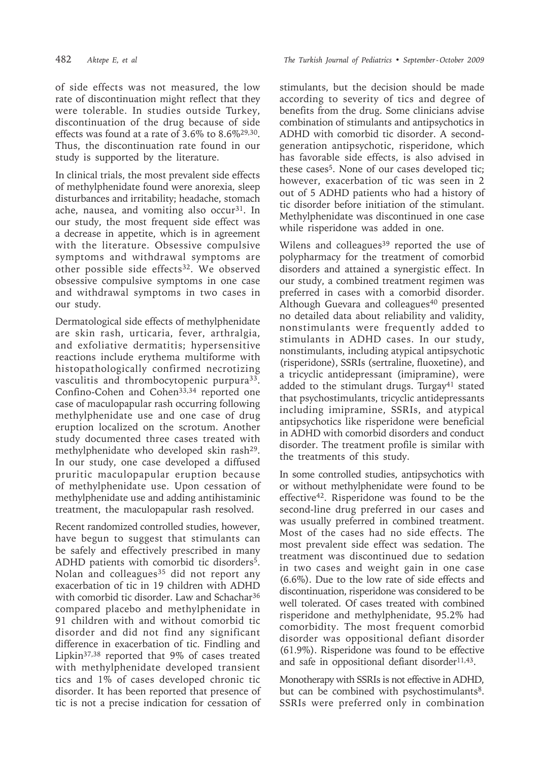of side effects was not measured, the low rate of discontinuation might reflect that they were tolerable. In studies outside Turkey, discontinuation of the drug because of side effects was found at a rate of 3.6% to 8.6%[29,30]. Thus, the discontinuation rate found in our study is supported by the literature.

In clinical trials, the most prevalent side effects of methylphenidate found were anorexia, sleep disturbances and irritability; headache, stomach ache, nausea, and vomiting also occur[31]. In our study, the most frequent side effect was a decrease in appetite, which is in agreement with the literature. Obsessive compulsive symptoms and withdrawal symptoms are other possible side effects[32]. We observed obsessive compulsive symptoms in one case and withdrawal symptoms in two cases in our study.

Dermatological side effects of methylphenidate are skin rash, urticaria, fever, arthralgia, and exfoliative dermatitis; hypersensitive reactions include erythema multiforme with histopathologically confirmed necrotizing vasculitis and thrombocytopenic purpura[33]. Confino-Cohen and Cohen[33,34] reported one case of maculopapular rash occurring following methylphenidate use and one case of drug eruption localized on the scrotum. Another study documented three cases treated with methylphenidate who developed skin rash[29]. In our study, one case developed a diffused pruritic maculopapular eruption because of methylphenidate use. Upon cessation of methylphenidate use and adding antihistaminic treatment, the maculopapular rash resolved.

Recent randomized controlled studies, however, have begun to suggest that stimulants can be safely and effectively prescribed in many ADHD patients with comorbid tic disorders[5]. Nolan and colleagues[35] did not report any exacerbation of tic in 19 children with ADHD with comorbid tic disorder. Law and Schachar[36] compared placebo and methylphenidate in 91 children with and without comorbid tic disorder and did not find any significant difference in exacerbation of tic. Findling and Lipkin[37,38] reported that 9% of cases treated with methylphenidate developed transient tics and 1% of cases developed chronic tic disorder. It has been reported that presence of tic is not a precise indication for cessation of stimulants, but the decision should be made according to severity of tics and degree of benefits from the drug. Some clinicians advise combination of stimulants and antipsychotics in ADHD with comorbid tic disorder. A second-generation antipsychotic, risperidone, which has favorable side effects, is also advised in these cases[5]. None of our cases developed tic; however, exacerbation of tic was seen in 2 out of 5 ADHD patients who had a history of tic disorder before initiation of the stimulant. Methylphenidate was discontinued in one case while risperidone was added in one.

Wilens and colleagues[39] reported the use of polypharmacy for the treatment of comorbid disorders and attained a synergistic effect. In our study, a combined treatment regimen was preferred in cases with a comorbid disorder. Although Guevara and colleagues[40] presented no detailed data about reliability and validity, nonstimulants were frequently added to stimulants in ADHD cases. In our study, nonstimulants, including atypical antipsychotic (risperidone), SSRIs (sertraline, fluoxetine), and a tricyclic antidepressant (imipramine), were added to the stimulant drugs. Turgay[41] stated that psychostimulants, tricyclic antidepressants including imipramine, SSRIs, and atypical antipsychotics like risperidone were beneficial in ADHD with comorbid disorders and conduct disorder. The treatment profile is similar with the treatments of this study.

In some controlled studies, antipsychotics with or without methylphenidate were found to be effective[42]. Risperidone was found to be the second-line drug preferred in our cases and was usually preferred in combined treatment. Most of the cases had no side effects. The most prevalent side effect was sedation. The treatment was discontinued due to sedation in two cases and weight gain in one case (6.6%). Due to the low rate of side effects and discontinuation, risperidone was considered to be well tolerated. Of cases treated with combined risperidone and methylphenidate, 95.2% had comorbidity. The most frequent comorbid disorder was oppositional defiant disorder (61.9%). Risperidone was found to be effective and safe in oppositional defiant disorder[11,43].

Monotherapy with SSRIs is not effective in ADHD, but can be combined with psychostimulants[8]. SSRIs were preferred only in combination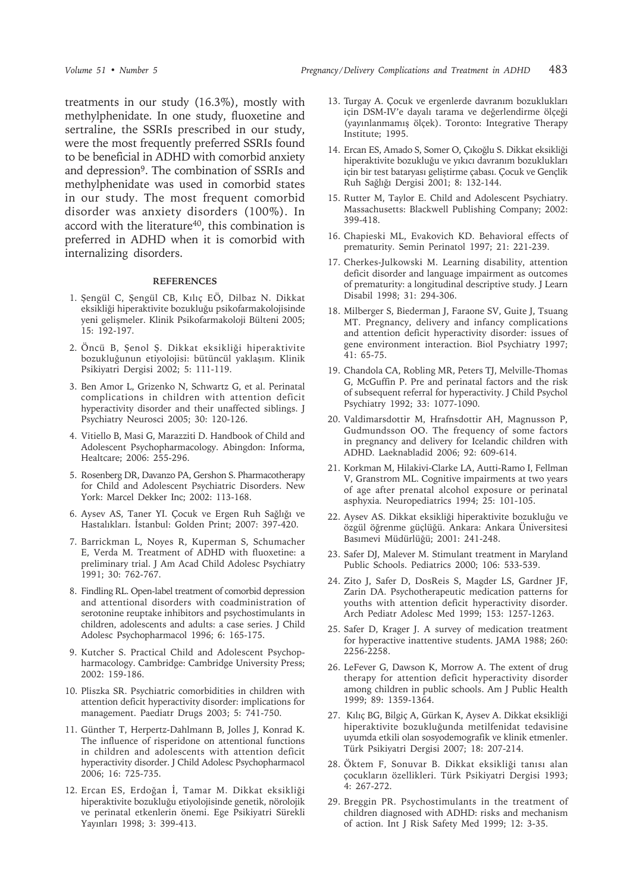treatments in our study (16.3%), mostly with methylphenidate. In one study, fluoxetine and sertraline, the SSRIs prescribed in our study, were the most frequently preferred SSRIs found to be beneficial in ADHD with comorbid anxiety and depression[9]. The combination of SSRIs and methylphenidate was used in comorbid states in our study. The most frequent comorbid disorder was anxiety disorders (100%). In accord with the literature[40], this combination is preferred in ADHD when it is comorbid with internalizing disorders.

## REFERENCES

1. Şengül C, Şengül CB, Kılıç EÖ, Dilbaz N. Dikkat eksikliği hiperaktivite bozukluğu psikofarmakolojisinde yeni gelişmeler. Klinik Psikofarmakoloji Bülteni 2005; 15: 192-197.
2. Öncü B, Şenol Ş. Dikkat eksikliği hiperaktivite bozukluğunun etiyolojisi: bütüncül yaklaşım. Klinik Psikiyatri Dergisi 2002; 5: 111-119.
3. Ben Amor L, Grizenko N, Schwartz G, et al. Perinatal complications in children with attention deficit hyperactivity disorder and their unaffected siblings. J Psychiatry Neurosci 2005; 30: 120-126.
4. Vitiello B, Masi G, Marazziti D. Handbook of Child and Adolescent Psychopharmacology. Abingdon: Informa, Healtcare; 2006: 255-296.
5. Rosenberg DR, Davanzo PA, Gershon S. Pharmacotherapy for Child and Adolescent Psychiatric Disorders. New York: Marcel Dekker Inc; 2002: 113-168.
6. Aysev AS, Taner YI. Çocuk ve Ergen Ruh Sağlığı ve Hastalıkları. İstanbul: Golden Print; 2007: 397-420.
7. Barrickman L, Noyes R, Kuperman S, Schumacher E, Verda M. Treatment of ADHD with fluoxetine: a preliminary trial. J Am Acad Child Adolesc Psychiatry 1991; 30: 762-767.
8. Findling RL. Open-label treatment of comorbid depression and attentional disorders with coadministration of serotonine reuptake inhibitors and psychostimulants in children, adolescents and adults: a case series. J Child Adolesc Psychopharmacol 1996; 6: 165-175.
9. Kutcher S. Practical Child and Adolescent Psychopharmacology. Cambridge: Cambridge University Press; 2002: 159-186.
10. Pliszka SR. Psychiatric comorbidities in children with attention deficit hyperactivity disorder: implications for management. Paediatr Drugs 2003; 5: 741-750.
11. Günther T, Herpertz-Dahlmann B, Jolles J, Konrad K. The influence of risperidone on attentional functions in children and adolescents with attention deficit hyperactivity disorder. J Child Adolesc Psychopharmacol 2006; 16: 725-735.
12. Ercan ES, Erdoğan İ, Tamar M. Dikkat eksikliği hiperaktivite bozukluğu etiyolojisinde genetik, nörolojik ve perinatal etkenlerin önemi. Ege Psikiyatri Sürekli Yayınları 1998; 3: 399-413.
13. Turgay A. Çocuk ve ergenlerde davranım bozuklukları için DSM-IV'e dayalı tarama ve değerlendirme ölçeği (yayınlanmamış ölçek). Toronto: Integrative Therapy Institute; 1995.
14. Ercan ES, Amado S, Somer O, Çıkoğlu S. Dikkat eksikliği hiperaktivite bozukluğu ve yıkıcı davranım bozuklukları için bir test bataryası geliştirme çabası. Çocuk ve Gençlik Ruh Sağlığı Dergisi 2001; 8: 132-144.
15. Rutter M, Taylor E. Child and Adolescent Psychiatry. Massachusetts: Blackwell Publishing Company; 2002: 399-418.
16. Chapieski ML, Evakovich KD. Behavioral effects of prematurity. Semin Perinatol 1997; 21: 221-239.
17. Cherkes-Julkowski M. Learning disability, attention deficit disorder and language impairment as outcomes of prematurity: a longitudinal descriptive study. J Learn Disabil 1998; 31: 294-306.
18. Milberger S, Biederman J, Faraone SV, Guite J, Tsuang MT. Pregnancy, delivery and infancy complications and attention deficit hyperactivity disorder: issues of gene environment interaction. Biol Psychiatry 1997; 41: 65-75.
19. Chandola CA, Robling MR, Peters TJ, Melville-Thomas G, McGuffin P. Pre and perinatal factors and the risk of subsequent referral for hyperactivity. J Child Psychol Psychiatry 1992; 33: 1077-1090.
20. Valdimarsdottir M, Hrafnsdottir AH, Magnusson P, Gudmundsson OO. The frequency of some factors in pregnancy and delivery for Icelandic children with ADHD. Laeknabladid 2006; 92: 609-614.
21. Korkman M, Hilakivi-Clarke LA, Autti-Ramo I, Fellman V, Granstrom ML. Cognitive impairments at two years of age after prenatal alcohol exposure or perinatal asphyxia. Neuropediatrics 1994; 25: 101-105.
22. Aysev AS. Dikkat eksikliği hiperaktivite bozukluğu ve özgül öğrenme güçlüğü. Ankara: Ankara Üniversitesi Basımevi Müdürlüğü; 2001: 241-248.
23. Safer DJ, Malever M. Stimulant treatment in Maryland Public Schools. Pediatrics 2000; 106: 533-539.
24. Zito J, Safer D, DosReis S, Magder LS, Gardner JF, Zarin DA. Psychotherapeutic medication patterns for youths with attention deficit hyperactivity disorder. Arch Pediatr Adolesc Med 1999; 153: 1257-1263.
25. Safer D, Krager J. A survey of medication treatment for hyperactive inattentive students. JAMA 1988; 260: 2256-2258.
26. LeFever G, Dawson K, Morrow A. The extent of drug therapy for attention deficit hyperactivity disorder among children in public schools. Am J Public Health 1999; 89: 1359-1364.
27. Kılıç BG, Bilgiç A, Gürkan K, Aysev A. Dikkat eksikliği hiperaktivite bozukluğunda metilfenidat tedavisine uyumda etkili olan sosyodemografik ve klinik etmenler. Türk Psikiyatri Dergisi 2007; 18: 207-214.
28. Öktem F, Sonuvar B. Dikkat eksikliği tanısı alan çocukların özellikleri. Türk Psikiyatri Dergisi 1993; 4: 267-272.
29. Breggin PR. Psychostimulants in the treatment of children diagnosed with ADHD: risks and mechanism of action. Int J Risk Safety Med 1999; 12: 3-35.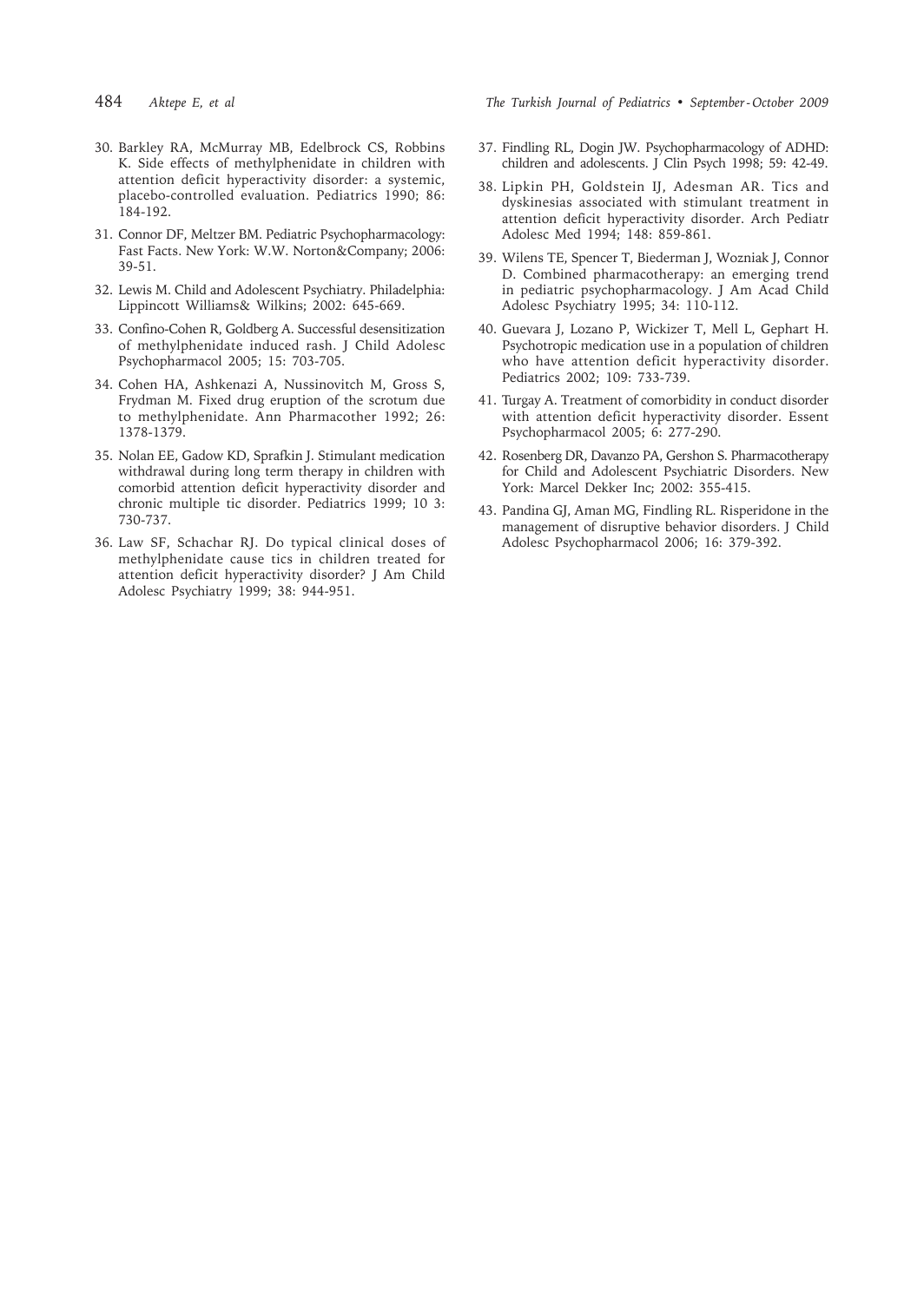30. Barkley RA, McMurray MB, Edelbrock CS, Robbins K. Side effects of methylphenidate in children with attention deficit hyperactivity disorder: a systemic, placebo-controlled evaluation. Pediatrics 1990; 86: 184-192.
31. Connor DF, Meltzer BM. Pediatric Psychopharmacology: Fast Facts. New York: W.W. Norton&Company; 2006: 39-51.
32. Lewis M. Child and Adolescent Psychiatry. Philadelphia: Lippincott Williams& Wilkins; 2002: 645-669.
33. Confino-Cohen R, Goldberg A. Successful desensitization of methylphenidate induced rash. J Child Adolesc Psychopharmacol 2005; 15: 703-705.
34. Cohen HA, Ashkenazi A, Nussinovitch M, Gross S, Frydman M. Fixed drug eruption of the scrotum due to methylphenidate. Ann Pharmacother 1992; 26: 1378-1379.
35. Nolan EE, Gadow KD, Sprafkin J. Stimulant medication withdrawal during long term therapy in children with comorbid attention deficit hyperactivity disorder and chronic multiple tic disorder. Pediatrics 1999; 10 3: 730-737.
36. Law SF, Schachar RJ. Do typical clinical doses of methylphenidate cause tics in children treated for attention deficit hyperactivity disorder? J Am Child Adolesc Psychiatry 1999; 38: 944-951.
37. Findling RL, Dogin JW. Psychopharmacology of ADHD: children and adolescents. J Clin Psych 1998; 59: 42-49.
38. Lipkin PH, Goldstein IJ, Adesman AR. Tics and dyskinesias associated with stimulant treatment in attention deficit hyperactivity disorder. Arch Pediatr Adolesc Med 1994; 148: 859-861.
39. Wilens TE, Spencer T, Biederman J, Wozniak J, Connor D. Combined pharmacotherapy: an emerging trend in pediatric psychopharmacology. J Am Acad Child Adolesc Psychiatry 1995; 34: 110-112.
40. Guevara J, Lozano P, Wickizer T, Mell L, Gephart H. Psychotropic medication use in a population of children who have attention deficit hyperactivity disorder. Pediatrics 2002; 109: 733-739.
41. Turgay A. Treatment of comorbidity in conduct disorder with attention deficit hyperactivity disorder. Essent Psychopharmacol 2005; 6: 277-290.
42. Rosenberg DR, Davanzo PA, Gershon S. Pharmacotherapy for Child and Adolescent Psychiatric Disorders. New York: Marcel Dekker Inc; 2002: 355-415.
43. Pandina GJ, Aman MG, Findling RL. Risperidone in the management of disruptive behavior disorders. J Child Adolesc Psychopharmacol 2006; 16: 379-392.